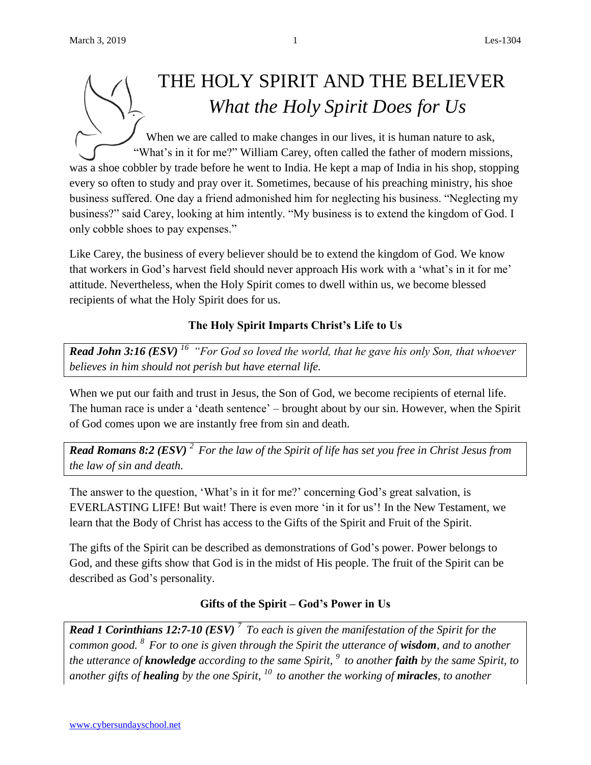# THE HOLY SPIRIT AND THE BELIEVER

## *What the Holy Spirit Does for Us*

When we are called to make changes in our lives, it is human nature to ask, "What's in it for me?" William Carey, often called the father of modern missions, was a shoe cobbler by trade before he went to India. He kept a map of India in his shop, stopping every so often to study and pray over it. Sometimes, because of his preaching ministry, his shoe business suffered. One day a friend admonished him for neglecting his business. "Neglecting my business?" said Carey, looking at him intently. "My business is to extend the kingdom of God. I only cobble shoes to pay expenses."

Like Carey, the business of every believer should be to extend the kingdom of God. We know that workers in God's harvest field should never approach His work with a 'what's in it for me' attitude. Nevertheless, when the Holy Spirit comes to dwell within us, we become blessed recipients of what the Holy Spirit does for us.

### The Holy Spirit Imparts Christ's Life to Us

> ***Read John 3:16 (ESV)*** [16] *"For God so loved the world, that he gave his only Son, that whoever believes in him should not perish but have eternal life.*

When we put our faith and trust in Jesus, the Son of God, we become recipients of eternal life. The human race is under a 'death sentence' – brought about by our sin. However, when the Spirit of God comes upon we are instantly free from sin and death.

> ***Read Romans 8:2 (ESV)*** [2] *For the law of the Spirit of life has set you free in Christ Jesus from the law of sin and death.*

The answer to the question, 'What's in it for me?' concerning God's great salvation, is EVERLASTING LIFE! But wait! There is even more 'in it for us'! In the New Testament, we learn that the Body of Christ has access to the Gifts of the Spirit and Fruit of the Spirit.

The gifts of the Spirit can be described as demonstrations of God's power. Power belongs to God, and these gifts show that God is in the midst of His people. The fruit of the Spirit can be described as God's personality.

### Gifts of the Spirit – God's Power in Us

> ***Read 1 Corinthians 12:7-10 (ESV)*** [7] *To each is given the manifestation of the Spirit for the common good.* [8] *For to one is given through the Spirit the utterance of **wisdom**, and to another the utterance of **knowledge** according to the same Spirit,* [9] *to another **faith** by the same Spirit, to another gifts of **healing** by the one Spirit,* [10] *to another the working of **miracles**, to another*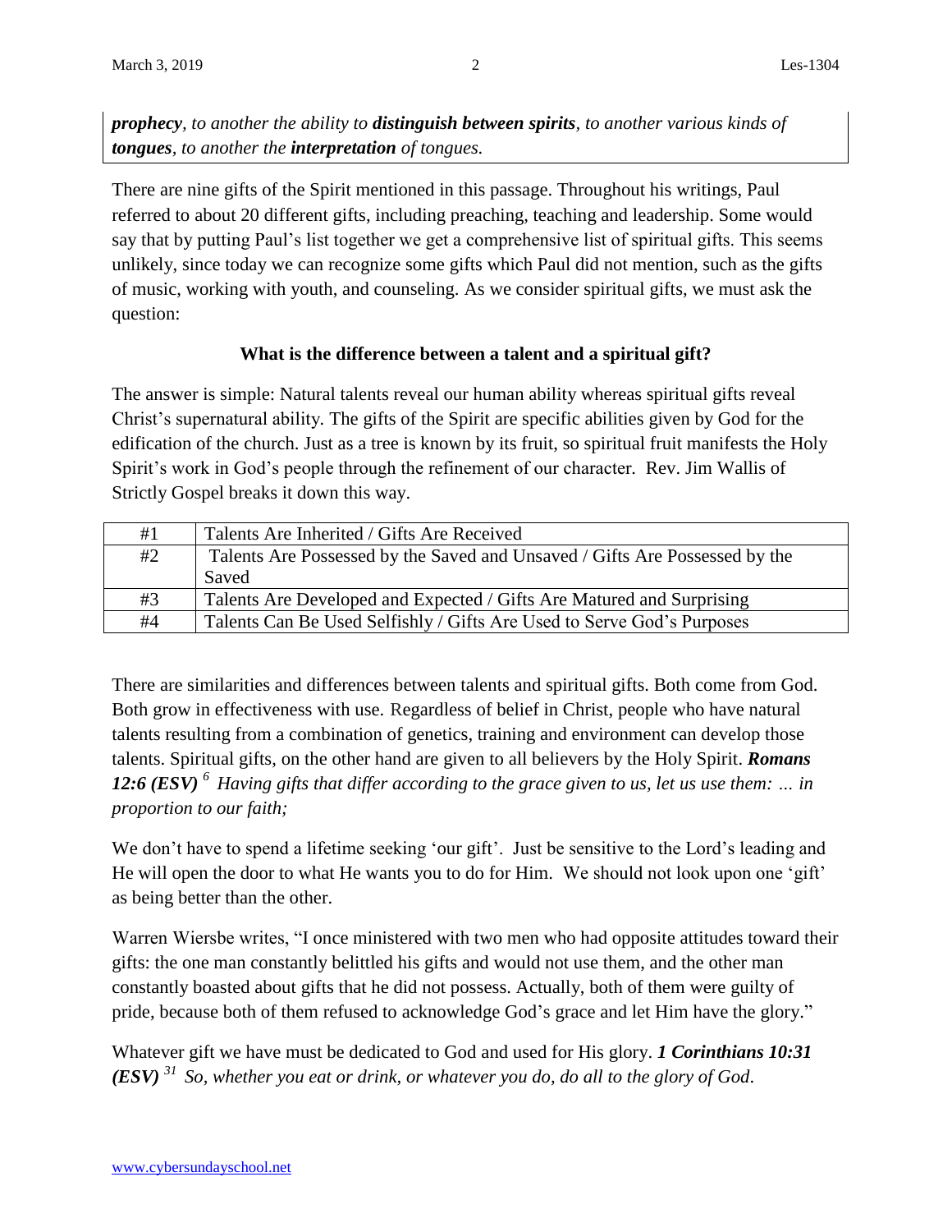***prophecy**, to another the ability to **distinguish between spirits**, to another various kinds of **tongues**, to another the **interpretation** of tongues.*

There are nine gifts of the Spirit mentioned in this passage. Throughout his writings, Paul referred to about 20 different gifts, including preaching, teaching and leadership. Some would say that by putting Paul's list together we get a comprehensive list of spiritual gifts. This seems unlikely, since today we can recognize some gifts which Paul did not mention, such as the gifts of music, working with youth, and counseling. As we consider spiritual gifts, we must ask the question:

**What is the difference between a talent and a spiritual gift?**

The answer is simple: Natural talents reveal our human ability whereas spiritual gifts reveal Christ's supernatural ability. The gifts of the Spirit are specific abilities given by God for the edification of the church. Just as a tree is known by its fruit, so spiritual fruit manifests the Holy Spirit's work in God's people through the refinement of our character. Rev. Jim Wallis of Strictly Gospel breaks it down this way.

| | |
|---|---|
| #1 | Talents Are Inherited / Gifts Are Received |
| #2 | Talents Are Possessed by the Saved and Unsaved / Gifts Are Possessed by the Saved |
| #3 | Talents Are Developed and Expected / Gifts Are Matured and Surprising |
| #4 | Talents Can Be Used Selfishly / Gifts Are Used to Serve God's Purposes |

There are similarities and differences between talents and spiritual gifts. Both come from God. Both grow in effectiveness with use. Regardless of belief in Christ, people who have natural talents resulting from a combination of genetics, training and environment can develop those talents. Spiritual gifts, on the other hand are given to all believers by the Holy Spirit. ***Romans 12:6 (ESV)*** *[6] Having gifts that differ according to the grace given to us, let us use them: … in proportion to our faith;*

We don't have to spend a lifetime seeking 'our gift'. Just be sensitive to the Lord's leading and He will open the door to what He wants you to do for Him. We should not look upon one 'gift' as being better than the other.

Warren Wiersbe writes, "I once ministered with two men who had opposite attitudes toward their gifts: the one man constantly belittled his gifts and would not use them, and the other man constantly boasted about gifts that he did not possess. Actually, both of them were guilty of pride, because both of them refused to acknowledge God's grace and let Him have the glory."

Whatever gift we have must be dedicated to God and used for His glory. ***1 Corinthians 10:31 (ESV)*** *[31] So, whether you eat or drink, or whatever you do, do all to the glory of God.*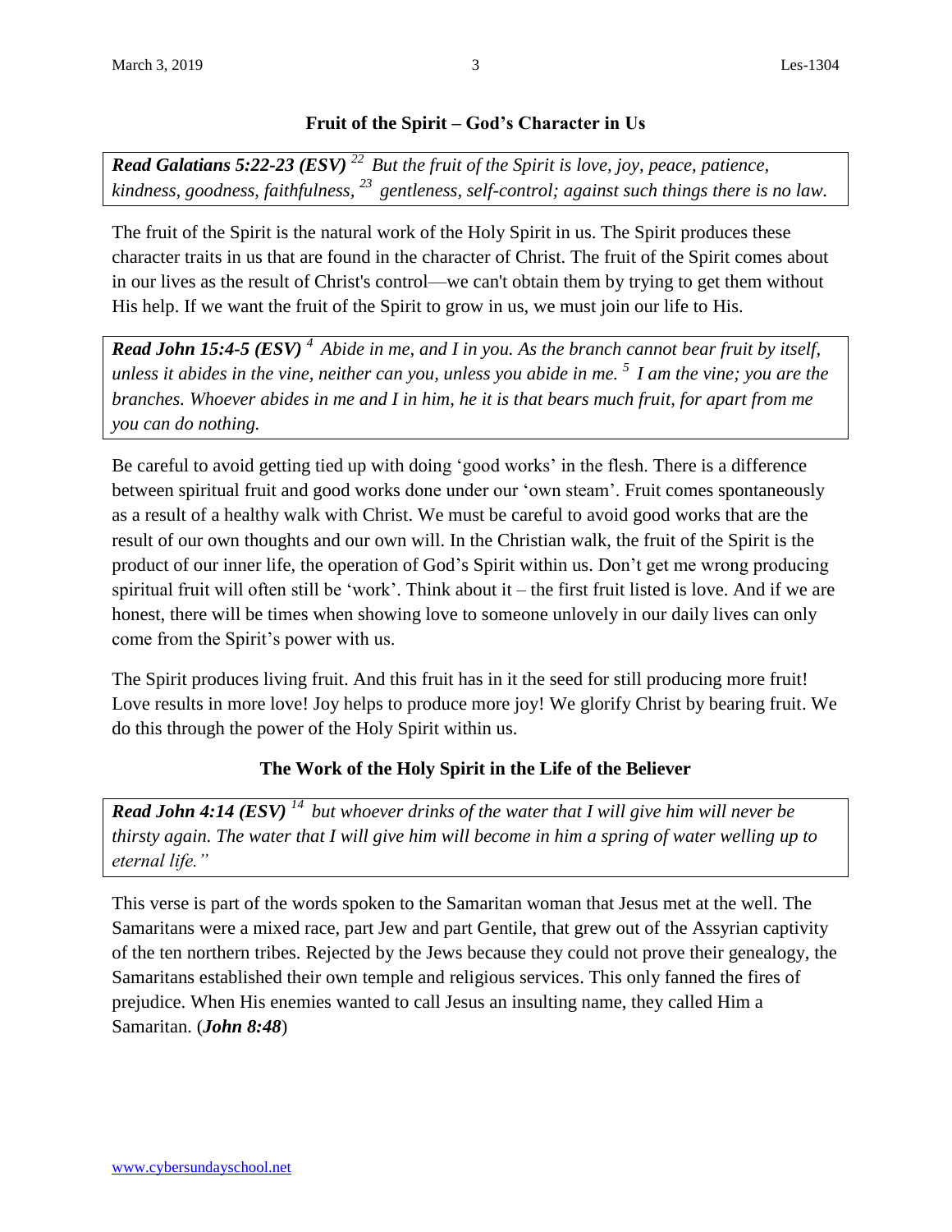## Fruit of the Spirit – God's Character in Us

***Read Galatians 5:22-23 (ESV)*** *[22] But the fruit of the Spirit is love, joy, peace, patience, kindness, goodness, faithfulness, [23] gentleness, self-control; against such things there is no law.*

The fruit of the Spirit is the natural work of the Holy Spirit in us. The Spirit produces these character traits in us that are found in the character of Christ. The fruit of the Spirit comes about in our lives as the result of Christ's control—we can't obtain them by trying to get them without His help. If we want the fruit of the Spirit to grow in us, we must join our life to His.

***Read John 15:4-5 (ESV)*** *[4] Abide in me, and I in you. As the branch cannot bear fruit by itself, unless it abides in the vine, neither can you, unless you abide in me. [5] I am the vine; you are the branches. Whoever abides in me and I in him, he it is that bears much fruit, for apart from me you can do nothing.*

Be careful to avoid getting tied up with doing 'good works' in the flesh. There is a difference between spiritual fruit and good works done under our 'own steam'. Fruit comes spontaneously as a result of a healthy walk with Christ. We must be careful to avoid good works that are the result of our own thoughts and our own will. In the Christian walk, the fruit of the Spirit is the product of our inner life, the operation of God's Spirit within us. Don't get me wrong producing spiritual fruit will often still be 'work'. Think about it – the first fruit listed is love. And if we are honest, there will be times when showing love to someone unlovely in our daily lives can only come from the Spirit's power with us.

The Spirit produces living fruit. And this fruit has in it the seed for still producing more fruit! Love results in more love! Joy helps to produce more joy! We glorify Christ by bearing fruit. We do this through the power of the Holy Spirit within us.

## The Work of the Holy Spirit in the Life of the Believer

***Read John 4:14 (ESV)*** *[14] but whoever drinks of the water that I will give him will never be thirsty again. The water that I will give him will become in him a spring of water welling up to eternal life."*

This verse is part of the words spoken to the Samaritan woman that Jesus met at the well. The Samaritans were a mixed race, part Jew and part Gentile, that grew out of the Assyrian captivity of the ten northern tribes. Rejected by the Jews because they could not prove their genealogy, the Samaritans established their own temple and religious services. This only fanned the fires of prejudice. When His enemies wanted to call Jesus an insulting name, they called Him a Samaritan. (***John 8:48***)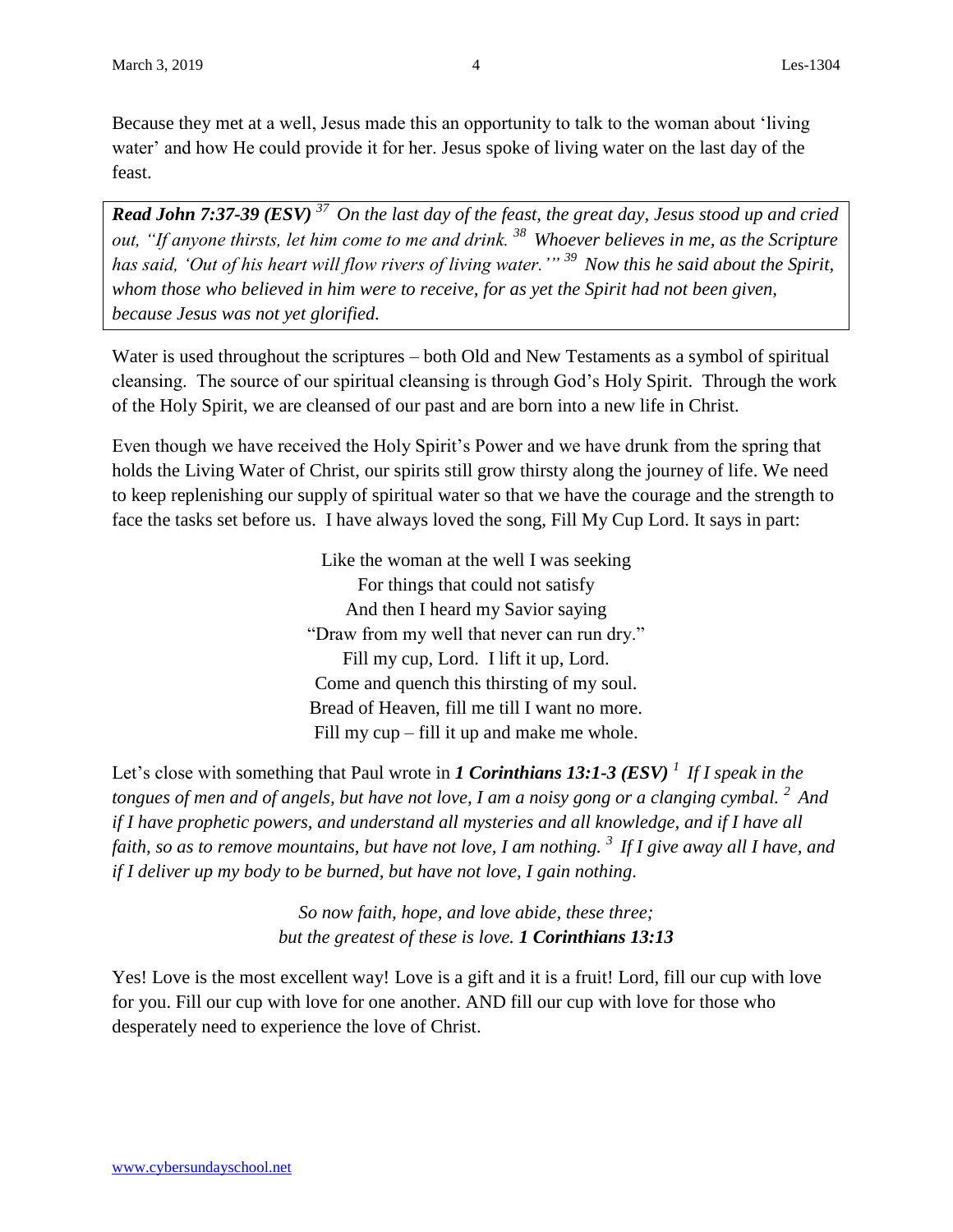Because they met at a well, Jesus made this an opportunity to talk to the woman about 'living water' and how He could provide it for her. Jesus spoke of living water on the last day of the feast.

> ***Read John 7:37-39 (ESV)*** *[37] On the last day of the feast, the great day, Jesus stood up and cried out, "If anyone thirsts, let him come to me and drink. [38] Whoever believes in me, as the Scripture has said, 'Out of his heart will flow rivers of living water.'" [39] Now this he said about the Spirit, whom those who believed in him were to receive, for as yet the Spirit had not been given, because Jesus was not yet glorified.*

Water is used throughout the scriptures – both Old and New Testaments as a symbol of spiritual cleansing. The source of our spiritual cleansing is through God's Holy Spirit. Through the work of the Holy Spirit, we are cleansed of our past and are born into a new life in Christ.

Even though we have received the Holy Spirit's Power and we have drunk from the spring that holds the Living Water of Christ, our spirits still grow thirsty along the journey of life. We need to keep replenishing our supply of spiritual water so that we have the courage and the strength to face the tasks set before us. I have always loved the song, Fill My Cup Lord. It says in part:

Like the woman at the well I was seeking
For things that could not satisfy
And then I heard my Savior saying
"Draw from my well that never can run dry."
Fill my cup, Lord. I lift it up, Lord.
Come and quench this thirsting of my soul.
Bread of Heaven, fill me till I want no more.
Fill my cup – fill it up and make me whole.

Let's close with something that Paul wrote in ***1 Corinthians 13:1-3 (ESV)*** *[1] If I speak in the tongues of men and of angels, but have not love, I am a noisy gong or a clanging cymbal. [2] And if I have prophetic powers, and understand all mysteries and all knowledge, and if I have all faith, so as to remove mountains, but have not love, I am nothing. [3] If I give away all I have, and if I deliver up my body to be burned, but have not love, I gain nothing.*

*So now faith, hope, and love abide, these three;*
*but the greatest of these is love.* ***1 Corinthians 13:13***

Yes! Love is the most excellent way! Love is a gift and it is a fruit! Lord, fill our cup with love for you. Fill our cup with love for one another. AND fill our cup with love for those who desperately need to experience the love of Christ.